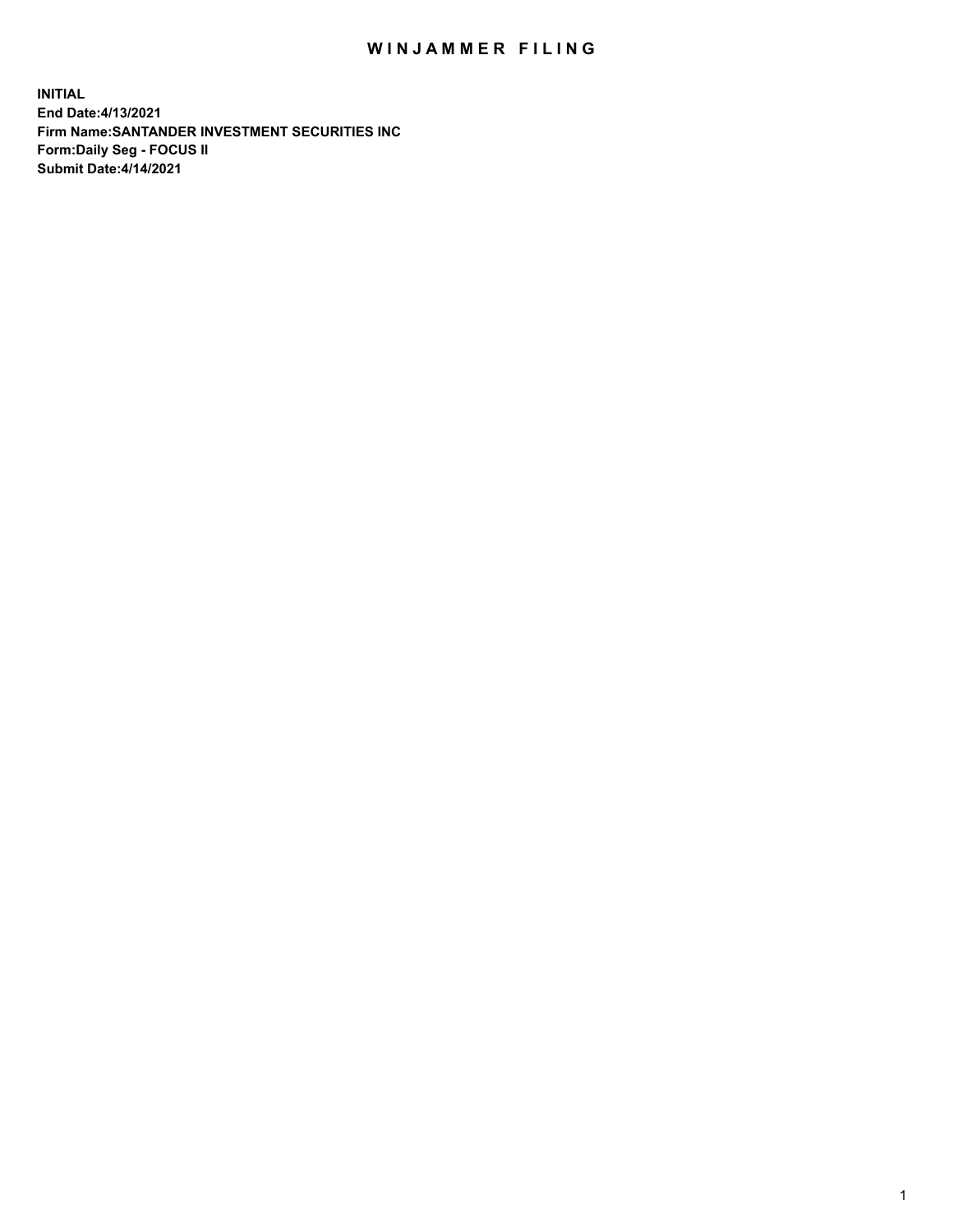# WINJAMMER FILING

**INITIAL**
**End Date:4/13/2021**
**Firm Name:SANTANDER INVESTMENT SECURITIES INC**
**Form:Daily Seg - FOCUS II**
**Submit Date:4/14/2021**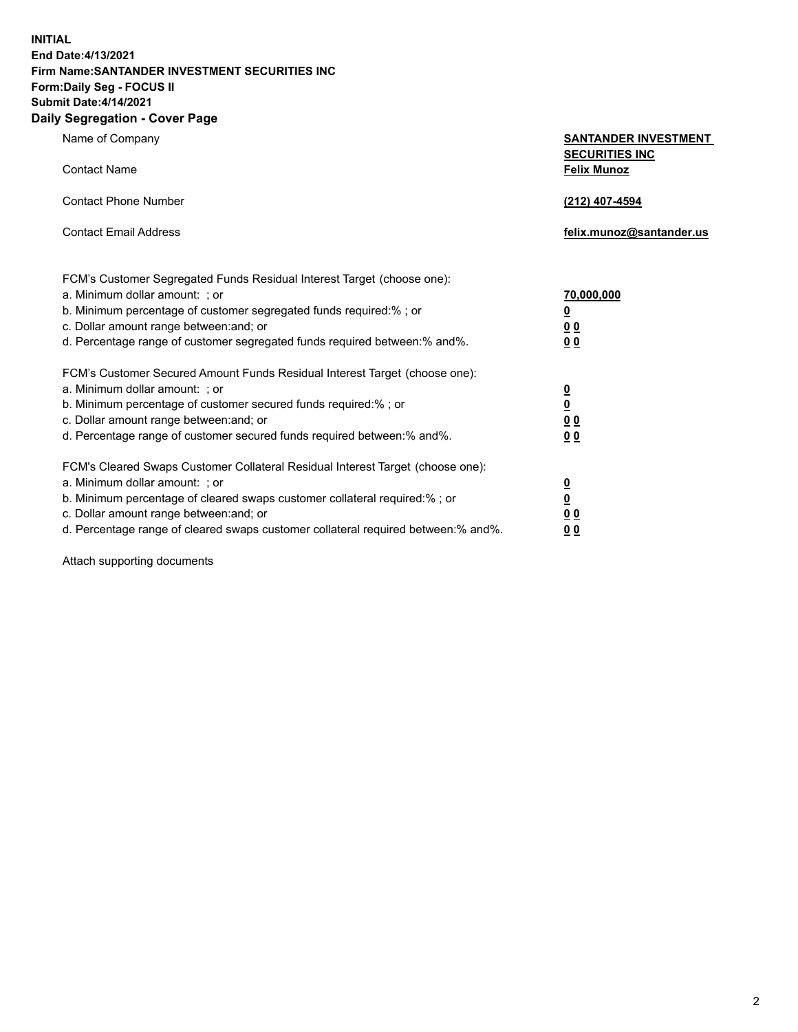**INITIAL**
**End Date:4/13/2021**
**Firm Name:SANTANDER INVESTMENT SECURITIES INC**
**Form:Daily Seg - FOCUS II**
**Submit Date:4/14/2021**

## Daily Segregation - Cover Page

| | |
|---|---|
| Name of Company | **SANTANDER INVESTMENT SECURITIES INC** |
| Contact Name | **Felix Munoz** |
| Contact Phone Number | **(212) 407-4594** |
| Contact Email Address | **felix.munoz@santander.us** |

| | |
|---|---|
| FCM's Customer Segregated Funds Residual Interest Target (choose one): | |
| a. Minimum dollar amount: ; or | **70,000,000** |
| b. Minimum percentage of customer segregated funds required:% ; or | **0** |
| c. Dollar amount range between:and; or | **0 0** |
| d. Percentage range of customer segregated funds required between:% and%. | **0 0** |
| FCM's Customer Secured Amount Funds Residual Interest Target (choose one): | |
| a. Minimum dollar amount: ; or | **0** |
| b. Minimum percentage of customer secured funds required:% ; or | **0** |
| c. Dollar amount range between:and; or | **0 0** |
| d. Percentage range of customer secured funds required between:% and%. | **0 0** |
| FCM's Cleared Swaps Customer Collateral Residual Interest Target (choose one): | |
| a. Minimum dollar amount: ; or | **0** |
| b. Minimum percentage of cleared swaps customer collateral required:% ; or | **0** |
| c. Dollar amount range between:and; or | **0 0** |
| d. Percentage range of cleared swaps customer collateral required between:% and%. | **0 0** |

Attach supporting documents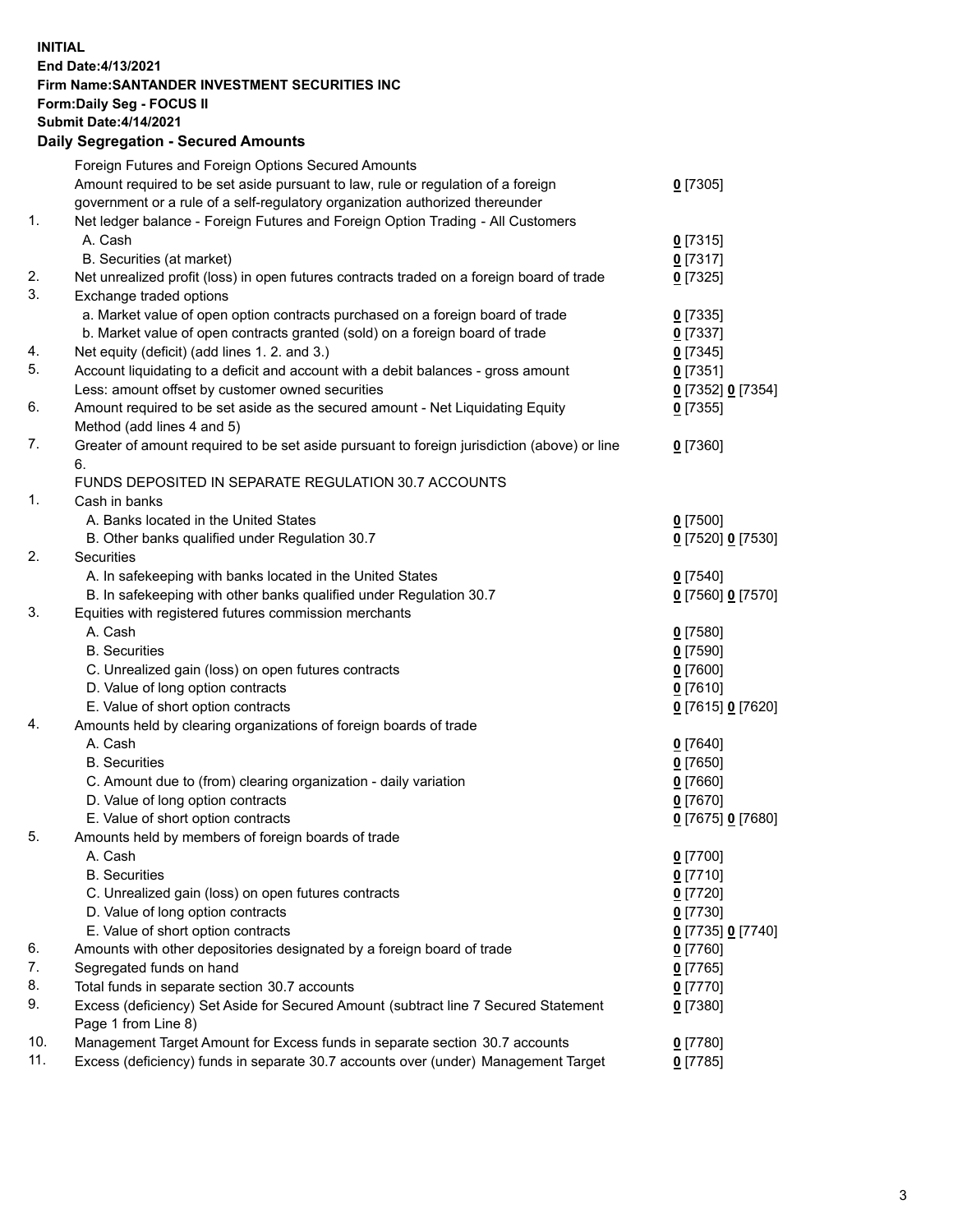**INITIAL**
**End Date:4/13/2021**
**Firm Name:SANTANDER INVESTMENT SECURITIES INC**
**Form:Daily Seg - FOCUS II**
**Submit Date:4/14/2021**

## Daily Segregation - Secured Amounts

| | | |
|---|---|---|
| | Foreign Futures and Foreign Options Secured Amounts | |
| | Amount required to be set aside pursuant to law, rule or regulation of a foreign government or a rule of a self-regulatory organization authorized thereunder | 0 [7305] |
| 1. | Net ledger balance - Foreign Futures and Foreign Option Trading - All Customers | |
| | A. Cash | 0 [7315] |
| | B. Securities (at market) | 0 [7317] |
| 2. | Net unrealized profit (loss) in open futures contracts traded on a foreign board of trade | 0 [7325] |
| 3. | Exchange traded options | |
| | a. Market value of open option contracts purchased on a foreign board of trade | 0 [7335] |
| | b. Market value of open contracts granted (sold) on a foreign board of trade | 0 [7337] |
| 4. | Net equity (deficit) (add lines 1. 2. and 3.) | 0 [7345] |
| 5. | Account liquidating to a deficit and account with a debit balances - gross amount | 0 [7351] |
| | Less: amount offset by customer owned securities | 0 [7352] 0 [7354] |
| 6. | Amount required to be set aside as the secured amount - Net Liquidating Equity Method (add lines 4 and 5) | 0 [7355] |
| 7. | Greater of amount required to be set aside pursuant to foreign jurisdiction (above) or line 6. | 0 [7360] |
| | FUNDS DEPOSITED IN SEPARATE REGULATION 30.7 ACCOUNTS | |
| 1. | Cash in banks | |
| | A. Banks located in the United States | 0 [7500] |
| | B. Other banks qualified under Regulation 30.7 | 0 [7520] 0 [7530] |
| 2. | Securities | |
| | A. In safekeeping with banks located in the United States | 0 [7540] |
| | B. In safekeeping with other banks qualified under Regulation 30.7 | 0 [7560] 0 [7570] |
| 3. | Equities with registered futures commission merchants | |
| | A. Cash | 0 [7580] |
| | B. Securities | 0 [7590] |
| | C. Unrealized gain (loss) on open futures contracts | 0 [7600] |
| | D. Value of long option contracts | 0 [7610] |
| | E. Value of short option contracts | 0 [7615] 0 [7620] |
| 4. | Amounts held by clearing organizations of foreign boards of trade | |
| | A. Cash | 0 [7640] |
| | B. Securities | 0 [7650] |
| | C. Amount due to (from) clearing organization - daily variation | 0 [7660] |
| | D. Value of long option contracts | 0 [7670] |
| | E. Value of short option contracts | 0 [7675] 0 [7680] |
| 5. | Amounts held by members of foreign boards of trade | |
| | A. Cash | 0 [7700] |
| | B. Securities | 0 [7710] |
| | C. Unrealized gain (loss) on open futures contracts | 0 [7720] |
| | D. Value of long option contracts | 0 [7730] |
| | E. Value of short option contracts | 0 [7735] 0 [7740] |
| 6. | Amounts with other depositories designated by a foreign board of trade | 0 [7760] |
| 7. | Segregated funds on hand | 0 [7765] |
| 8. | Total funds in separate section 30.7 accounts | 0 [7770] |
| 9. | Excess (deficiency) Set Aside for Secured Amount (subtract line 7 Secured Statement Page 1 from Line 8) | 0 [7380] |
| 10. | Management Target Amount for Excess funds in separate section 30.7 accounts | 0 [7780] |
| 11. | Excess (deficiency) funds in separate 30.7 accounts over (under) Management Target | 0 [7785] |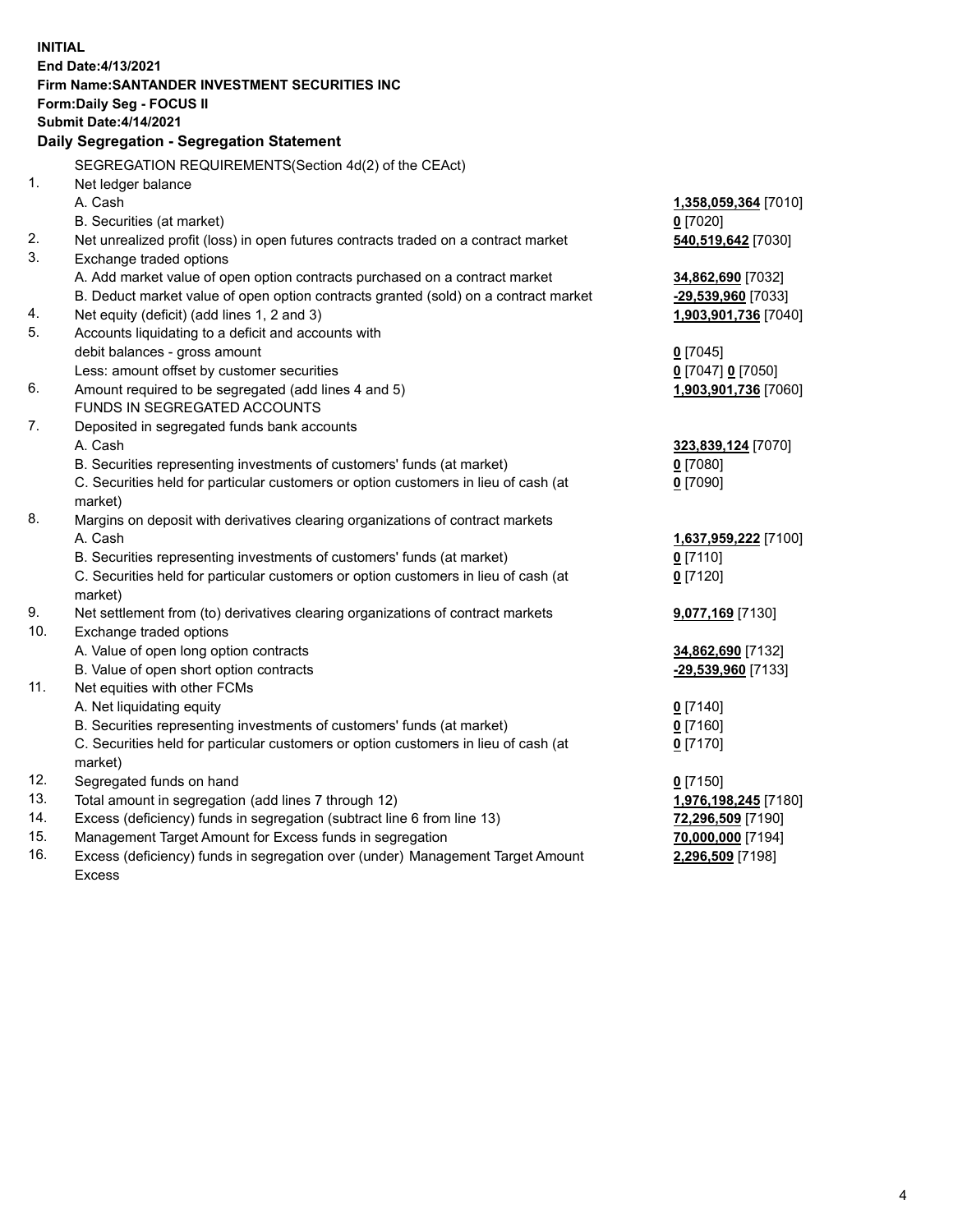**INITIAL**
**End Date:4/13/2021**
**Firm Name:SANTANDER INVESTMENT SECURITIES INC**
**Form:Daily Seg - FOCUS II**
**Submit Date:4/14/2021**

**Daily Segregation - Segregation Statement**

SEGREGATION REQUIREMENTS(Section 4d(2) of the CEAct)

| | | |
|---|---|---|
| 1. | Net ledger balance | |
| | A. Cash | **1,358,059,364** [7010] |
| | B. Securities (at market) | **0** [7020] |
| 2. | Net unrealized profit (loss) in open futures contracts traded on a contract market | **540,519,642** [7030] |
| 3. | Exchange traded options | |
| | A. Add market value of open option contracts purchased on a contract market | **34,862,690** [7032] |
| | B. Deduct market value of open option contracts granted (sold) on a contract market | **-29,539,960** [7033] |
| 4. | Net equity (deficit) (add lines 1, 2 and 3) | **1,903,901,736** [7040] |
| 5. | Accounts liquidating to a deficit and accounts with debit balances - gross amount | **0** [7045] |
| | Less: amount offset by customer securities | **0** [7047] **0** [7050] |
| 6. | Amount required to be segregated (add lines 4 and 5) | **1,903,901,736** [7060] |
| | FUNDS IN SEGREGATED ACCOUNTS | |
| 7. | Deposited in segregated funds bank accounts | |
| | A. Cash | **323,839,124** [7070] |
| | B. Securities representing investments of customers' funds (at market) | **0** [7080] |
| | C. Securities held for particular customers or option customers in lieu of cash (at market) | **0** [7090] |
| 8. | Margins on deposit with derivatives clearing organizations of contract markets | |
| | A. Cash | **1,637,959,222** [7100] |
| | B. Securities representing investments of customers' funds (at market) | **0** [7110] |
| | C. Securities held for particular customers or option customers in lieu of cash (at market) | **0** [7120] |
| 9. | Net settlement from (to) derivatives clearing organizations of contract markets | **9,077,169** [7130] |
| 10. | Exchange traded options | |
| | A. Value of open long option contracts | **34,862,690** [7132] |
| | B. Value of open short option contracts | **-29,539,960** [7133] |
| 11. | Net equities with other FCMs | |
| | A. Net liquidating equity | **0** [7140] |
| | B. Securities representing investments of customers' funds (at market) | **0** [7160] |
| | C. Securities held for particular customers or option customers in lieu of cash (at market) | **0** [7170] |
| 12. | Segregated funds on hand | **0** [7150] |
| 13. | Total amount in segregation (add lines 7 through 12) | **1,976,198,245** [7180] |
| 14. | Excess (deficiency) funds in segregation (subtract line 6 from line 13) | **72,296,509** [7190] |
| 15. | Management Target Amount for Excess funds in segregation | **70,000,000** [7194] |
| 16. | Excess (deficiency) funds in segregation over (under) Management Target Amount Excess | **2,296,509** [7198] |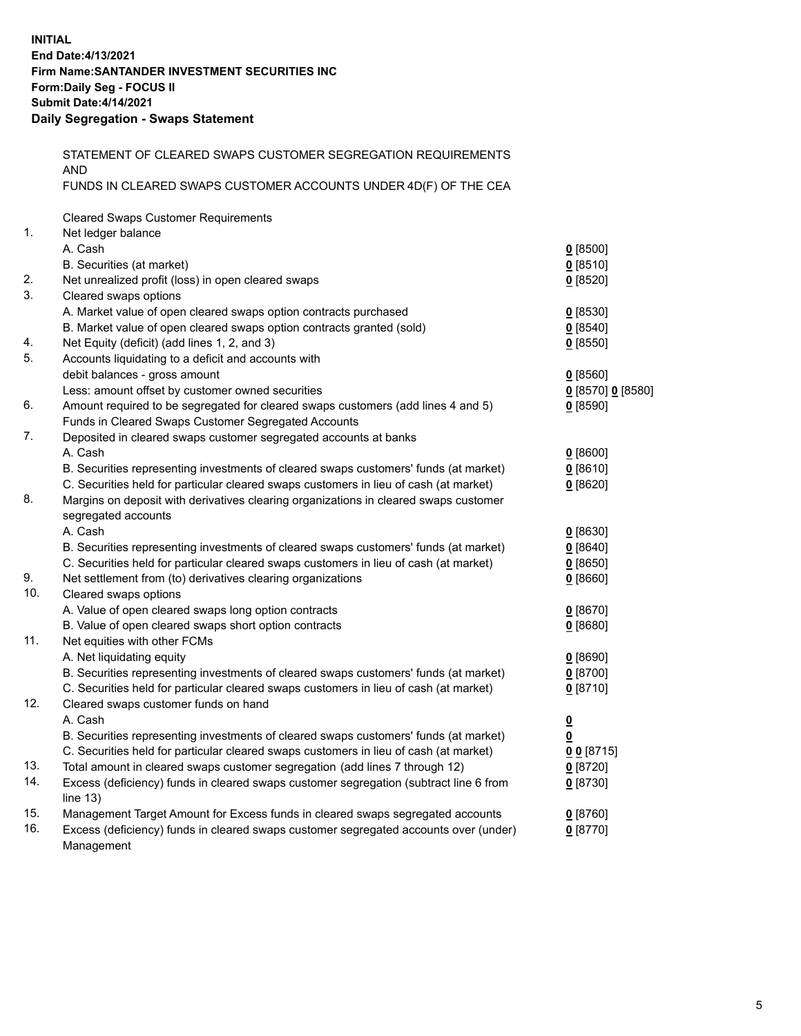**INITIAL**
**End Date:4/13/2021**
**Firm Name:SANTANDER INVESTMENT SECURITIES INC**
**Form:Daily Seg - FOCUS II**
**Submit Date:4/14/2021**
**Daily Segregation - Swaps Statement**

STATEMENT OF CLEARED SWAPS CUSTOMER SEGREGATION REQUIREMENTS AND FUNDS IN CLEARED SWAPS CUSTOMER ACCOUNTS UNDER 4D(F) OF THE CEA

| | | |
|---|---|---|
| | Cleared Swaps Customer Requirements | |
| 1. | Net ledger balance | |
| | A. Cash | 0 [8500] |
| | B. Securities (at market) | 0 [8510] |
| 2. | Net unrealized profit (loss) in open cleared swaps | 0 [8520] |
| 3. | Cleared swaps options | |
| | A. Market value of open cleared swaps option contracts purchased | 0 [8530] |
| | B. Market value of open cleared swaps option contracts granted (sold) | 0 [8540] |
| 4. | Net Equity (deficit) (add lines 1, 2, and 3) | 0 [8550] |
| 5. | Accounts liquidating to a deficit and accounts with | |
| | debit balances - gross amount | 0 [8560] |
| | Less: amount offset by customer owned securities | 0 [8570] 0 [8580] |
| 6. | Amount required to be segregated for cleared swaps customers (add lines 4 and 5) | 0 [8590] |
| | Funds in Cleared Swaps Customer Segregated Accounts | |
| 7. | Deposited in cleared swaps customer segregated accounts at banks | |
| | A. Cash | 0 [8600] |
| | B. Securities representing investments of cleared swaps customers' funds (at market) | 0 [8610] |
| | C. Securities held for particular cleared swaps customers in lieu of cash (at market) | 0 [8620] |
| 8. | Margins on deposit with derivatives clearing organizations in cleared swaps customer segregated accounts | |
| | A. Cash | 0 [8630] |
| | B. Securities representing investments of cleared swaps customers' funds (at market) | 0 [8640] |
| | C. Securities held for particular cleared swaps customers in lieu of cash (at market) | 0 [8650] |
| 9. | Net settlement from (to) derivatives clearing organizations | 0 [8660] |
| 10. | Cleared swaps options | |
| | A. Value of open cleared swaps long option contracts | 0 [8670] |
| | B. Value of open cleared swaps short option contracts | 0 [8680] |
| 11. | Net equities with other FCMs | |
| | A. Net liquidating equity | 0 [8690] |
| | B. Securities representing investments of cleared swaps customers' funds (at market) | 0 [8700] |
| | C. Securities held for particular cleared swaps customers in lieu of cash (at market) | 0 [8710] |
| 12. | Cleared swaps customer funds on hand | |
| | A. Cash | 0 |
| | B. Securities representing investments of cleared swaps customers' funds (at market) | 0 |
| | C. Securities held for particular cleared swaps customers in lieu of cash (at market) | 0 0 [8715] |
| 13. | Total amount in cleared swaps customer segregation (add lines 7 through 12) | 0 [8720] |
| 14. | Excess (deficiency) funds in cleared swaps customer segregation (subtract line 6 from line 13) | 0 [8730] |
| 15. | Management Target Amount for Excess funds in cleared swaps segregated accounts | 0 [8760] |
| 16. | Excess (deficiency) funds in cleared swaps customer segregated accounts over (under) Management | 0 [8770] |